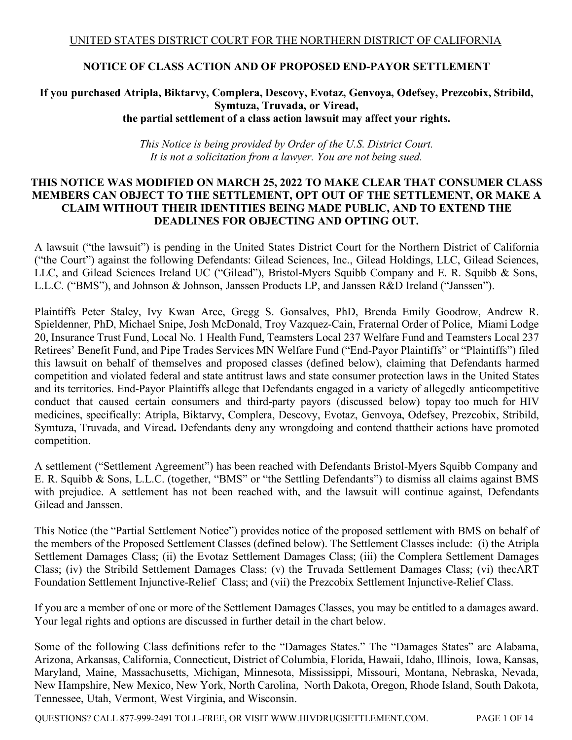UNITED STATES DISTRICT COURT FOR THE NORTHERN DISTRICT OF CALIFORNIA

# NOTICE OF CLASS ACTION AND OF PROPOSED END-PAYOR SETTLEMENT

## If you purchased Atripla, Biktarvy, Complera, Descovy, Evotaz, Genvoya, Odefsey, Prezcobix, Stribild, Symtuza, Truvada, or Viread, the partial settlement of a class action lawsuit may affect your rights.

*This Notice is being provided by Order of the U.S. District Court.*
*It is not a solicitation from a lawyer. You are not being sued.*

**THIS NOTICE WAS MODIFIED ON MARCH 25, 2022 TO MAKE CLEAR THAT CONSUMER CLASS MEMBERS CAN OBJECT TO THE SETTLEMENT, OPT OUT OF THE SETTLEMENT, OR MAKE A CLAIM WITHOUT THEIR IDENTITIES BEING MADE PUBLIC, AND TO EXTEND THE DEADLINES FOR OBJECTING AND OPTING OUT.**

A lawsuit ("the lawsuit") is pending in the United States District Court for the Northern District of California ("the Court") against the following Defendants: Gilead Sciences, Inc., Gilead Holdings, LLC, Gilead Sciences, LLC, and Gilead Sciences Ireland UC ("Gilead"), Bristol-Myers Squibb Company and E. R. Squibb & Sons, L.L.C. ("BMS"), and Johnson & Johnson, Janssen Products LP, and Janssen R&D Ireland ("Janssen").

Plaintiffs Peter Staley, Ivy Kwan Arce, Gregg S. Gonsalves, PhD, Brenda Emily Goodrow, Andrew R. Spieldenner, PhD, Michael Snipe, Josh McDonald, Troy Vazquez-Cain, Fraternal Order of Police, Miami Lodge 20, Insurance Trust Fund, Local No. 1 Health Fund, Teamsters Local 237 Welfare Fund and Teamsters Local 237 Retirees' Benefit Fund, and Pipe Trades Services MN Welfare Fund ("End-Payor Plaintiffs" or "Plaintiffs") filed this lawsuit on behalf of themselves and proposed classes (defined below), claiming that Defendants harmed competition and violated federal and state antitrust laws and state consumer protection laws in the United States and its territories. End-Payor Plaintiffs allege that Defendants engaged in a variety of allegedly anticompetitive conduct that caused certain consumers and third-party payors (discussed below) topay too much for HIV medicines, specifically: Atripla, Biktarvy, Complera, Descovy, Evotaz, Genvoya, Odefsey, Prezcobix, Stribild, Symtuza, Truvada, and Viread**.** Defendants deny any wrongdoing and contend thattheir actions have promoted competition.

A settlement ("Settlement Agreement") has been reached with Defendants Bristol-Myers Squibb Company and E. R. Squibb & Sons, L.L.C. (together, "BMS" or "the Settling Defendants") to dismiss all claims against BMS with prejudice. A settlement has not been reached with, and the lawsuit will continue against, Defendants Gilead and Janssen.

This Notice (the "Partial Settlement Notice") provides notice of the proposed settlement with BMS on behalf of the members of the Proposed Settlement Classes (defined below). The Settlement Classes include: (i) the Atripla Settlement Damages Class; (ii) the Evotaz Settlement Damages Class; (iii) the Complera Settlement Damages Class; (iv) the Stribild Settlement Damages Class; (v) the Truvada Settlement Damages Class; (vi) thecART Foundation Settlement Injunctive-Relief Class; and (vii) the Prezcobix Settlement Injunctive-Relief Class.

If you are a member of one or more of the Settlement Damages Classes, you may be entitled to a damages award. Your legal rights and options are discussed in further detail in the chart below.

Some of the following Class definitions refer to the "Damages States." The "Damages States" are Alabama, Arizona, Arkansas, California, Connecticut, District of Columbia, Florida, Hawaii, Idaho, Illinois, Iowa, Kansas, Maryland, Maine, Massachusetts, Michigan, Minnesota, Mississippi, Missouri, Montana, Nebraska, Nevada, New Hampshire, New Mexico, New York, North Carolina, North Dakota, Oregon, Rhode Island, South Dakota, Tennessee, Utah, Vermont, West Virginia, and Wisconsin.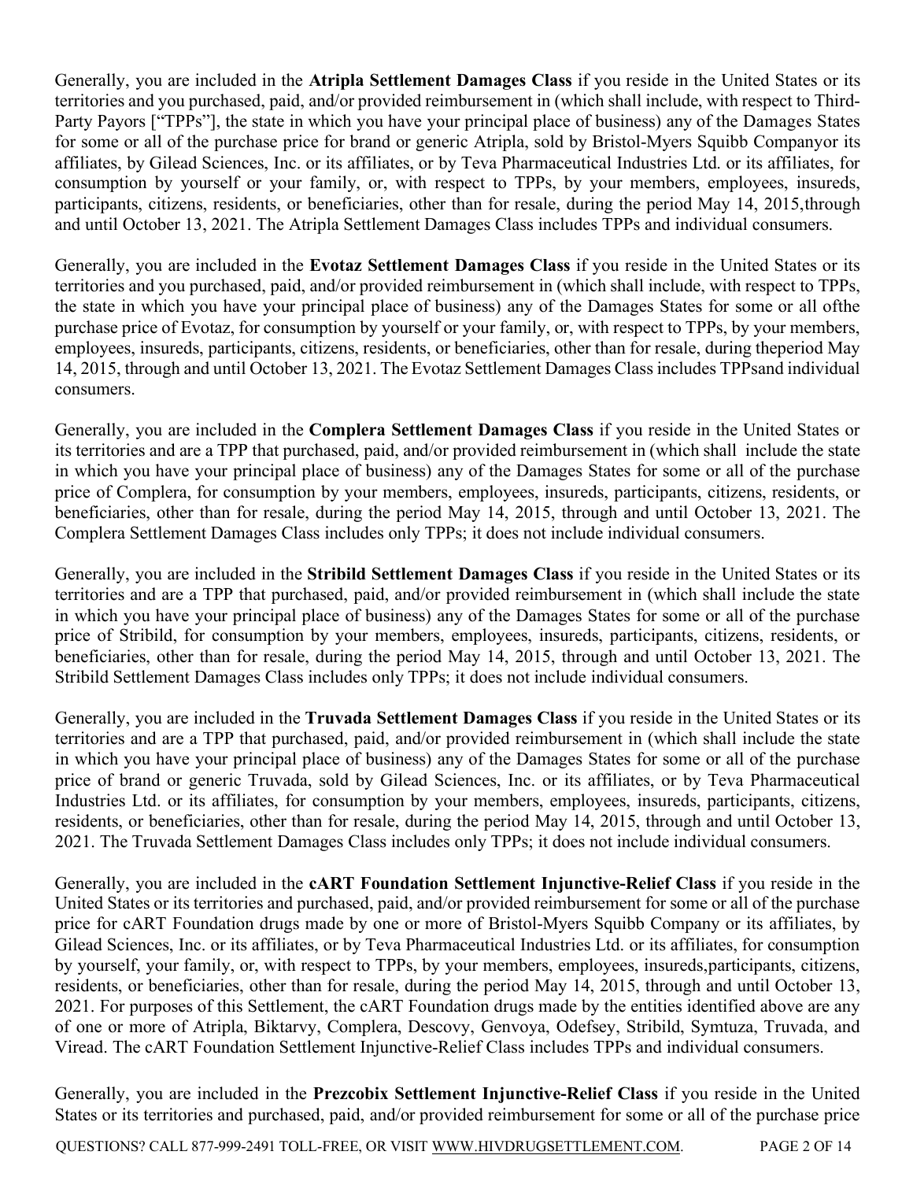Generally, you are included in the **Atripla Settlement Damages Class** if you reside in the United States or its territories and you purchased, paid, and/or provided reimbursement in (which shall include, with respect to Third-Party Payors ["TPPs"], the state in which you have your principal place of business) any of the Damages States for some or all of the purchase price for brand or generic Atripla, sold by Bristol-Myers Squibb Companyor its affiliates, by Gilead Sciences, Inc. or its affiliates, or by Teva Pharmaceutical Industries Ltd. or its affiliates, for consumption by yourself or your family, or, with respect to TPPs, by your members, employees, insureds, participants, citizens, residents, or beneficiaries, other than for resale, during the period May 14, 2015,through and until October 13, 2021. The Atripla Settlement Damages Class includes TPPs and individual consumers.

Generally, you are included in the **Evotaz Settlement Damages Class** if you reside in the United States or its territories and you purchased, paid, and/or provided reimbursement in (which shall include, with respect to TPPs, the state in which you have your principal place of business) any of the Damages States for some or all ofthe purchase price of Evotaz, for consumption by yourself or your family, or, with respect to TPPs, by your members, employees, insureds, participants, citizens, residents, or beneficiaries, other than for resale, during theperiod May 14, 2015, through and until October 13, 2021. The Evotaz Settlement Damages Class includes TPPsand individual consumers.

Generally, you are included in the **Complera Settlement Damages Class** if you reside in the United States or its territories and are a TPP that purchased, paid, and/or provided reimbursement in (which shall include the state in which you have your principal place of business) any of the Damages States for some or all of the purchase price of Complera, for consumption by your members, employees, insureds, participants, citizens, residents, or beneficiaries, other than for resale, during the period May 14, 2015, through and until October 13, 2021. The Complera Settlement Damages Class includes only TPPs; it does not include individual consumers.

Generally, you are included in the **Stribild Settlement Damages Class** if you reside in the United States or its territories and are a TPP that purchased, paid, and/or provided reimbursement in (which shall include the state in which you have your principal place of business) any of the Damages States for some or all of the purchase price of Stribild, for consumption by your members, employees, insureds, participants, citizens, residents, or beneficiaries, other than for resale, during the period May 14, 2015, through and until October 13, 2021. The Stribild Settlement Damages Class includes only TPPs; it does not include individual consumers.

Generally, you are included in the **Truvada Settlement Damages Class** if you reside in the United States or its territories and are a TPP that purchased, paid, and/or provided reimbursement in (which shall include the state in which you have your principal place of business) any of the Damages States for some or all of the purchase price of brand or generic Truvada, sold by Gilead Sciences, Inc. or its affiliates, or by Teva Pharmaceutical Industries Ltd. or its affiliates, for consumption by your members, employees, insureds, participants, citizens, residents, or beneficiaries, other than for resale, during the period May 14, 2015, through and until October 13, 2021. The Truvada Settlement Damages Class includes only TPPs; it does not include individual consumers.

Generally, you are included in the **cART Foundation Settlement Injunctive-Relief Class** if you reside in the United States or its territories and purchased, paid, and/or provided reimbursement for some or all of the purchase price for cART Foundation drugs made by one or more of Bristol-Myers Squibb Company or its affiliates, by Gilead Sciences, Inc. or its affiliates, or by Teva Pharmaceutical Industries Ltd. or its affiliates, for consumption by yourself, your family, or, with respect to TPPs, by your members, employees, insureds,participants, citizens, residents, or beneficiaries, other than for resale, during the period May 14, 2015, through and until October 13, 2021. For purposes of this Settlement, the cART Foundation drugs made by the entities identified above are any of one or more of Atripla, Biktarvy, Complera, Descovy, Genvoya, Odefsey, Stribild, Symtuza, Truvada, and Viread. The cART Foundation Settlement Injunctive-Relief Class includes TPPs and individual consumers.

Generally, you are included in the **Prezcobix Settlement Injunctive-Relief Class** if you reside in the United States or its territories and purchased, paid, and/or provided reimbursement for some or all of the purchase price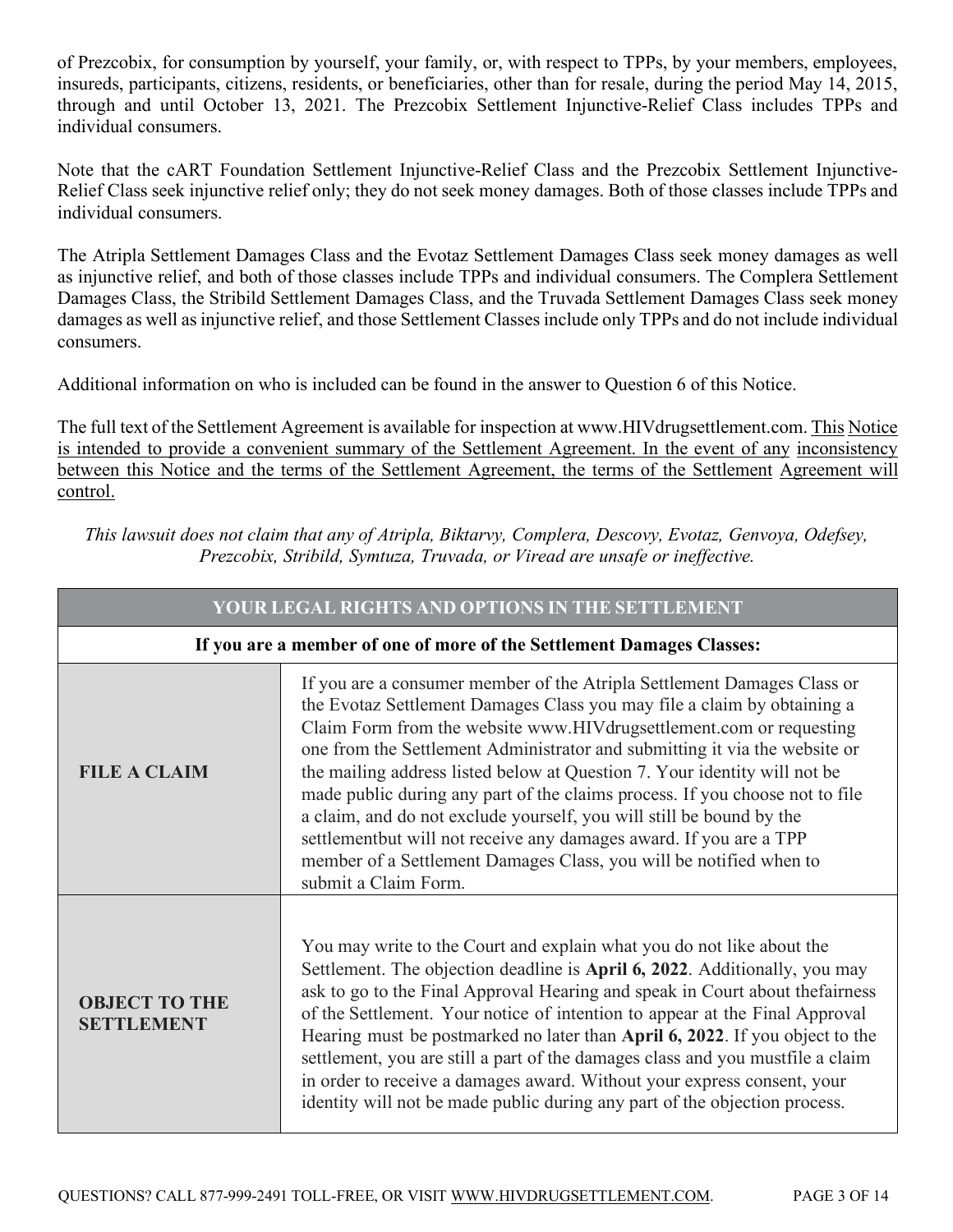of Prezcobix, for consumption by yourself, your family, or, with respect to TPPs, by your members, employees, insureds, participants, citizens, residents, or beneficiaries, other than for resale, during the period May 14, 2015, through and until October 13, 2021. The Prezcobix Settlement Injunctive-Relief Class includes TPPs and individual consumers.

Note that the cART Foundation Settlement Injunctive-Relief Class and the Prezcobix Settlement Injunctive-Relief Class seek injunctive relief only; they do not seek money damages. Both of those classes include TPPs and individual consumers.

The Atripla Settlement Damages Class and the Evotaz Settlement Damages Class seek money damages as well as injunctive relief, and both of those classes include TPPs and individual consumers. The Complera Settlement Damages Class, the Stribild Settlement Damages Class, and the Truvada Settlement Damages Class seek money damages as well as injunctive relief, and those Settlement Classes include only TPPs and do not include individual consumers.

Additional information on who is included can be found in the answer to Question 6 of this Notice.

The full text of the Settlement Agreement is available for inspection at www.HIVdrugsettlement.com. <u>This Notice is intended to provide a convenient summary of the Settlement Agreement. In the event of any inconsistency between this Notice and the terms of the Settlement Agreement, the terms of the Settlement Agreement will control.</u>

*This lawsuit does not claim that any of Atripla, Biktarvy, Complera, Descovy, Evotaz, Genvoya, Odefsey, Prezcobix, Stribild, Symtuza, Truvada, or Viread are unsafe or ineffective.*

| YOUR LEGAL RIGHTS AND OPTIONS IN THE SETTLEMENT | |
|---|---|
| **If you are a member of one of more of the Settlement Damages Classes:** | |
| **FILE A CLAIM** | If you are a consumer member of the Atripla Settlement Damages Class or the Evotaz Settlement Damages Class you may file a claim by obtaining a Claim Form from the website www.HIVdrugsettlement.com or requesting one from the Settlement Administrator and submitting it via the website or the mailing address listed below at Question 7. Your identity will not be made public during any part of the claims process. If you choose not to file a claim, and do not exclude yourself, you will still be bound by the settlementbut will not receive any damages award. If you are a TPP member of a Settlement Damages Class, you will be notified when to submit a Claim Form. |
| **OBJECT TO THE SETTLEMENT** | You may write to the Court and explain what you do not like about the Settlement. The objection deadline is **April 6, 2022**. Additionally, you may ask to go to the Final Approval Hearing and speak in Court about thefairness of the Settlement. Your notice of intention to appear at the Final Approval Hearing must be postmarked no later than **April 6, 2022**. If you object to the settlement, you are still a part of the damages class and you mustfile a claim in order to receive a damages award. Without your express consent, your identity will not be made public during any part of the objection process. |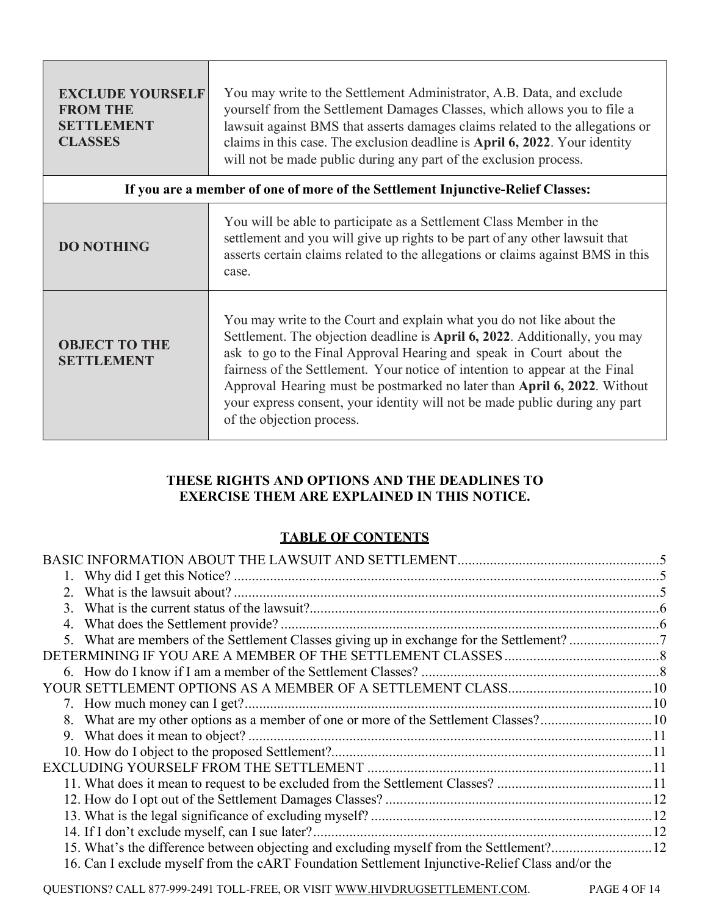| | |
|---|---|
| **EXCLUDE YOURSELF FROM THE SETTLEMENT CLASSES** | You may write to the Settlement Administrator, A.B. Data, and exclude yourself from the Settlement Damages Classes, which allows you to file a lawsuit against BMS that asserts damages claims related to the allegations or claims in this case. The exclusion deadline is **April 6, 2022**. Your identity will not be made public during any part of the exclusion process. |
| **If you are a member of one of more of the Settlement Injunctive-Relief Classes:** | |
| **DO NOTHING** | You will be able to participate as a Settlement Class Member in the settlement and you will give up rights to be part of any other lawsuit that asserts certain claims related to the allegations or claims against BMS in this case. |
| **OBJECT TO THE SETTLEMENT** | You may write to the Court and explain what you do not like about the Settlement. The objection deadline is **April 6, 2022**. Additionally, you may ask to go to the Final Approval Hearing and speak in Court about the fairness of the Settlement. Your notice of intention to appear at the Final Approval Hearing must be postmarked no later than **April 6, 2022**. Without your express consent, your identity will not be made public during any part of the objection process. |

**THESE RIGHTS AND OPTIONS AND THE DEADLINES TO EXERCISE THEM ARE EXPLAINED IN THIS NOTICE.**

## TABLE OF CONTENTS

BASIC INFORMATION ABOUT THE LAWSUIT AND SETTLEMENT....5
1. Why did I get this Notice? ....5
2. What is the lawsuit about? ....5
3. What is the current status of the lawsuit?....6
4. What does the Settlement provide? ....6
5. What are members of the Settlement Classes giving up in exchange for the Settlement? ....7

DETERMINING IF YOU ARE A MEMBER OF THE SETTLEMENT CLASSES....8
6. How do I know if I am a member of the Settlement Classes? ....8

YOUR SETTLEMENT OPTIONS AS A MEMBER OF A SETTLEMENT CLASS....10
7. How much money can I get?....10
8. What are my other options as a member of one or more of the Settlement Classes?....10
9. What does it mean to object? ....11
10. How do I object to the proposed Settlement?....11

EXCLUDING YOURSELF FROM THE SETTLEMENT ....11
11. What does it mean to request to be excluded from the Settlement Classes? ....11
12. How do I opt out of the Settlement Damages Classes? ....12
13. What is the legal significance of excluding myself? ....12
14. If I don't exclude myself, can I sue later?....12
15. What's the difference between objecting and excluding myself from the Settlement?....12
16. Can I exclude myself from the cART Foundation Settlement Injunctive-Relief Class and/or the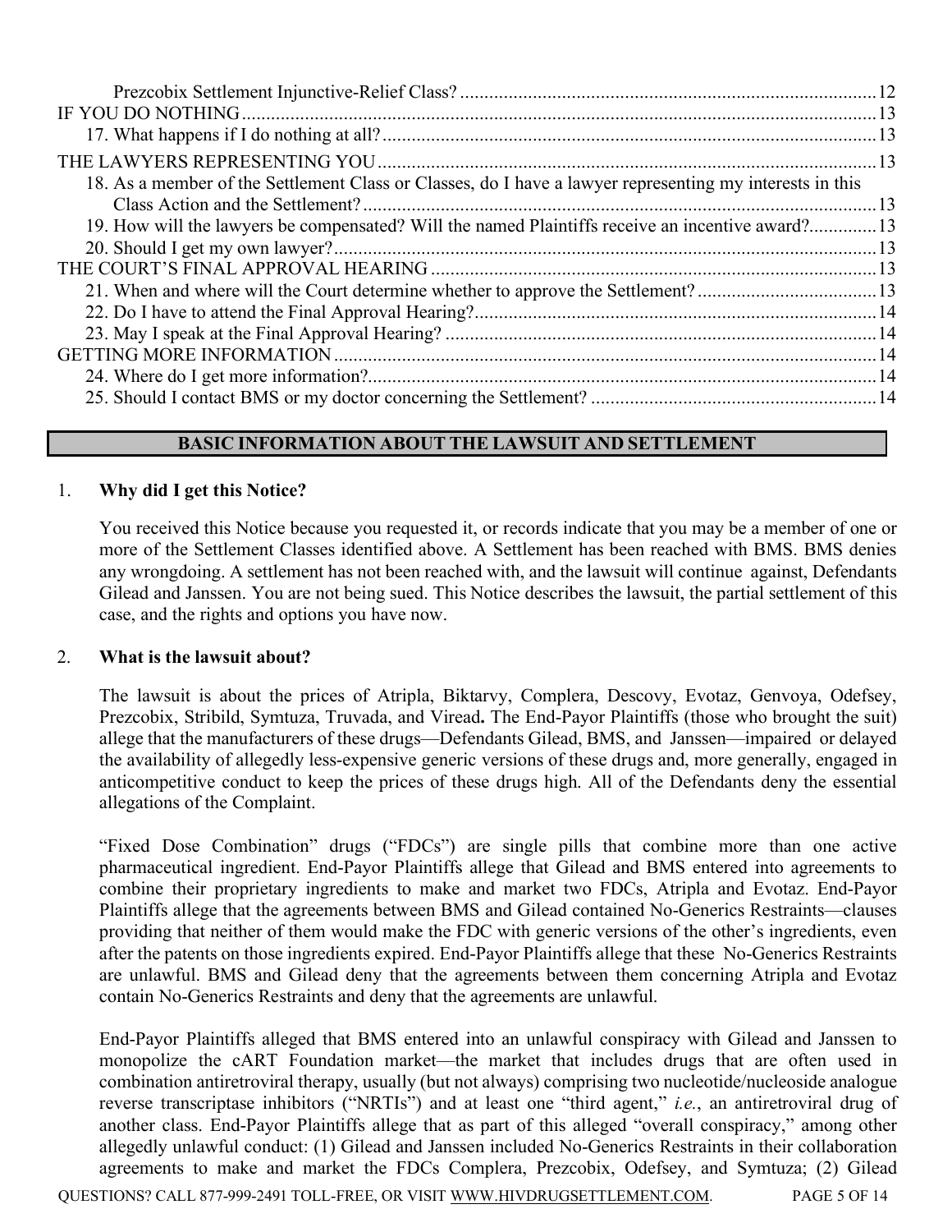Prezcobix Settlement Injunctive-Relief Class? ..... 12

IF YOU DO NOTHING ..... 13

17. What happens if I do nothing at all? ..... 13

THE LAWYERS REPRESENTING YOU ..... 13

18. As a member of the Settlement Class or Classes, do I have a lawyer representing my interests in this Class Action and the Settlement? ..... 13

19. How will the lawyers be compensated? Will the named Plaintiffs receive an incentive award? ..... 13

20. Should I get my own lawyer? ..... 13

THE COURT'S FINAL APPROVAL HEARING ..... 13

21. When and where will the Court determine whether to approve the Settlement? ..... 13

22. Do I have to attend the Final Approval Hearing? ..... 14

23. May I speak at the Final Approval Hearing? ..... 14

GETTING MORE INFORMATION ..... 14

24. Where do I get more information? ..... 14

25. Should I contact BMS or my doctor concerning the Settlement? ..... 14

## BASIC INFORMATION ABOUT THE LAWSUIT AND SETTLEMENT

### 1. Why did I get this Notice?

You received this Notice because you requested it, or records indicate that you may be a member of one or more of the Settlement Classes identified above. A Settlement has been reached with BMS. BMS denies any wrongdoing. A settlement has not been reached with, and the lawsuit will continue against, Defendants Gilead and Janssen. You are not being sued. This Notice describes the lawsuit, the partial settlement of this case, and the rights and options you have now.

### 2. What is the lawsuit about?

The lawsuit is about the prices of Atripla, Biktarvy, Complera, Descovy, Evotaz, Genvoya, Odefsey, Prezcobix, Stribild, Symtuza, Truvada, and Viread**.** The End-Payor Plaintiffs (those who brought the suit) allege that the manufacturers of these drugs—Defendants Gilead, BMS, and Janssen—impaired or delayed the availability of allegedly less-expensive generic versions of these drugs and, more generally, engaged in anticompetitive conduct to keep the prices of these drugs high. All of the Defendants deny the essential allegations of the Complaint.

"Fixed Dose Combination" drugs ("FDCs") are single pills that combine more than one active pharmaceutical ingredient. End-Payor Plaintiffs allege that Gilead and BMS entered into agreements to combine their proprietary ingredients to make and market two FDCs, Atripla and Evotaz. End-Payor Plaintiffs allege that the agreements between BMS and Gilead contained No-Generics Restraints—clauses providing that neither of them would make the FDC with generic versions of the other's ingredients, even after the patents on those ingredients expired. End-Payor Plaintiffs allege that these No-Generics Restraints are unlawful. BMS and Gilead deny that the agreements between them concerning Atripla and Evotaz contain No-Generics Restraints and deny that the agreements are unlawful.

End-Payor Plaintiffs alleged that BMS entered into an unlawful conspiracy with Gilead and Janssen to monopolize the cART Foundation market—the market that includes drugs that are often used in combination antiretroviral therapy, usually (but not always) comprising two nucleotide/nucleoside analogue reverse transcriptase inhibitors ("NRTIs") and at least one "third agent," *i.e.*, an antiretroviral drug of another class. End-Payor Plaintiffs allege that as part of this alleged "overall conspiracy," among other allegedly unlawful conduct: (1) Gilead and Janssen included No-Generics Restraints in their collaboration agreements to make and market the FDCs Complera, Prezcobix, Odefsey, and Symtuza; (2) Gilead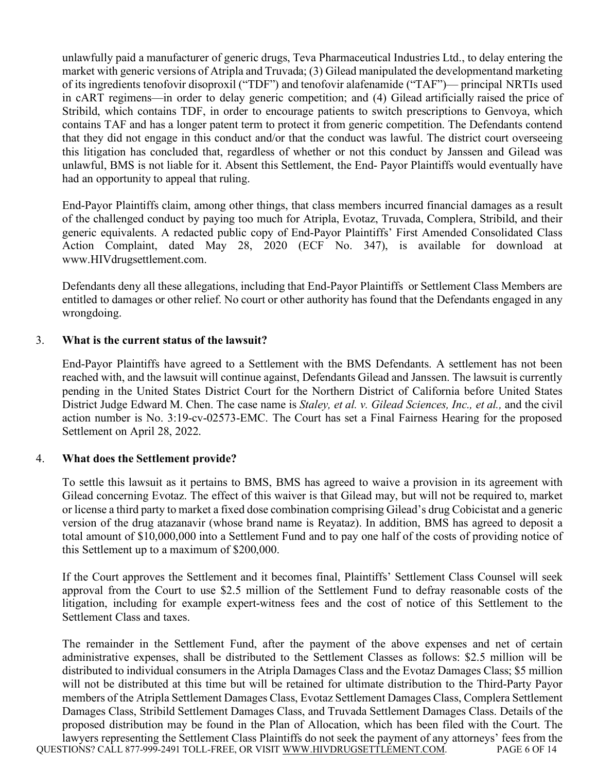unlawfully paid a manufacturer of generic drugs, Teva Pharmaceutical Industries Ltd., to delay entering the market with generic versions of Atripla and Truvada; (3) Gilead manipulated the developmentand marketing of its ingredients tenofovir disoproxil ("TDF") and tenofovir alafenamide ("TAF")— principal NRTIs used in cART regimens—in order to delay generic competition; and (4) Gilead artificially raised the price of Stribild, which contains TDF, in order to encourage patients to switch prescriptions to Genvoya, which contains TAF and has a longer patent term to protect it from generic competition. The Defendants contend that they did not engage in this conduct and/or that the conduct was lawful. The district court overseeing this litigation has concluded that, regardless of whether or not this conduct by Janssen and Gilead was unlawful, BMS is not liable for it. Absent this Settlement, the End- Payor Plaintiffs would eventually have had an opportunity to appeal that ruling.

End-Payor Plaintiffs claim, among other things, that class members incurred financial damages as a result of the challenged conduct by paying too much for Atripla, Evotaz, Truvada, Complera, Stribild, and their generic equivalents. A redacted public copy of End-Payor Plaintiffs' First Amended Consolidated Class Action Complaint, dated May 28, 2020 (ECF No. 347), is available for download at www.HIVdrugsettlement.com.

Defendants deny all these allegations, including that End-Payor Plaintiffs or Settlement Class Members are entitled to damages or other relief. No court or other authority has found that the Defendants engaged in any wrongdoing.

3. **What is the current status of the lawsuit?**

End-Payor Plaintiffs have agreed to a Settlement with the BMS Defendants. A settlement has not been reached with, and the lawsuit will continue against, Defendants Gilead and Janssen. The lawsuit is currently pending in the United States District Court for the Northern District of California before United States District Judge Edward M. Chen. The case name is *Staley, et al. v. Gilead Sciences, Inc., et al.,* and the civil action number is No. 3:19-cv-02573-EMC. The Court has set a Final Fairness Hearing for the proposed Settlement on April 28, 2022.

4. **What does the Settlement provide?**

To settle this lawsuit as it pertains to BMS, BMS has agreed to waive a provision in its agreement with Gilead concerning Evotaz. The effect of this waiver is that Gilead may, but will not be required to, market or license a third party to market a fixed dose combination comprising Gilead's drug Cobicistat and a generic version of the drug atazanavir (whose brand name is Reyataz). In addition, BMS has agreed to deposit a total amount of $10,000,000 into a Settlement Fund and to pay one half of the costs of providing notice of this Settlement up to a maximum of $200,000.

If the Court approves the Settlement and it becomes final, Plaintiffs' Settlement Class Counsel will seek approval from the Court to use $2.5 million of the Settlement Fund to defray reasonable costs of the litigation, including for example expert-witness fees and the cost of notice of this Settlement to the Settlement Class and taxes.

The remainder in the Settlement Fund, after the payment of the above expenses and net of certain administrative expenses, shall be distributed to the Settlement Classes as follows: $2.5 million will be distributed to individual consumers in the Atripla Damages Class and the Evotaz Damages Class; $5 million will not be distributed at this time but will be retained for ultimate distribution to the Third-Party Payor members of the Atripla Settlement Damages Class, Evotaz Settlement Damages Class, Complera Settlement Damages Class, Stribild Settlement Damages Class, and Truvada Settlement Damages Class. Details of the proposed distribution may be found in the Plan of Allocation, which has been filed with the Court. The lawyers representing the Settlement Class Plaintiffs do not seek the payment of any attorneys' fees from the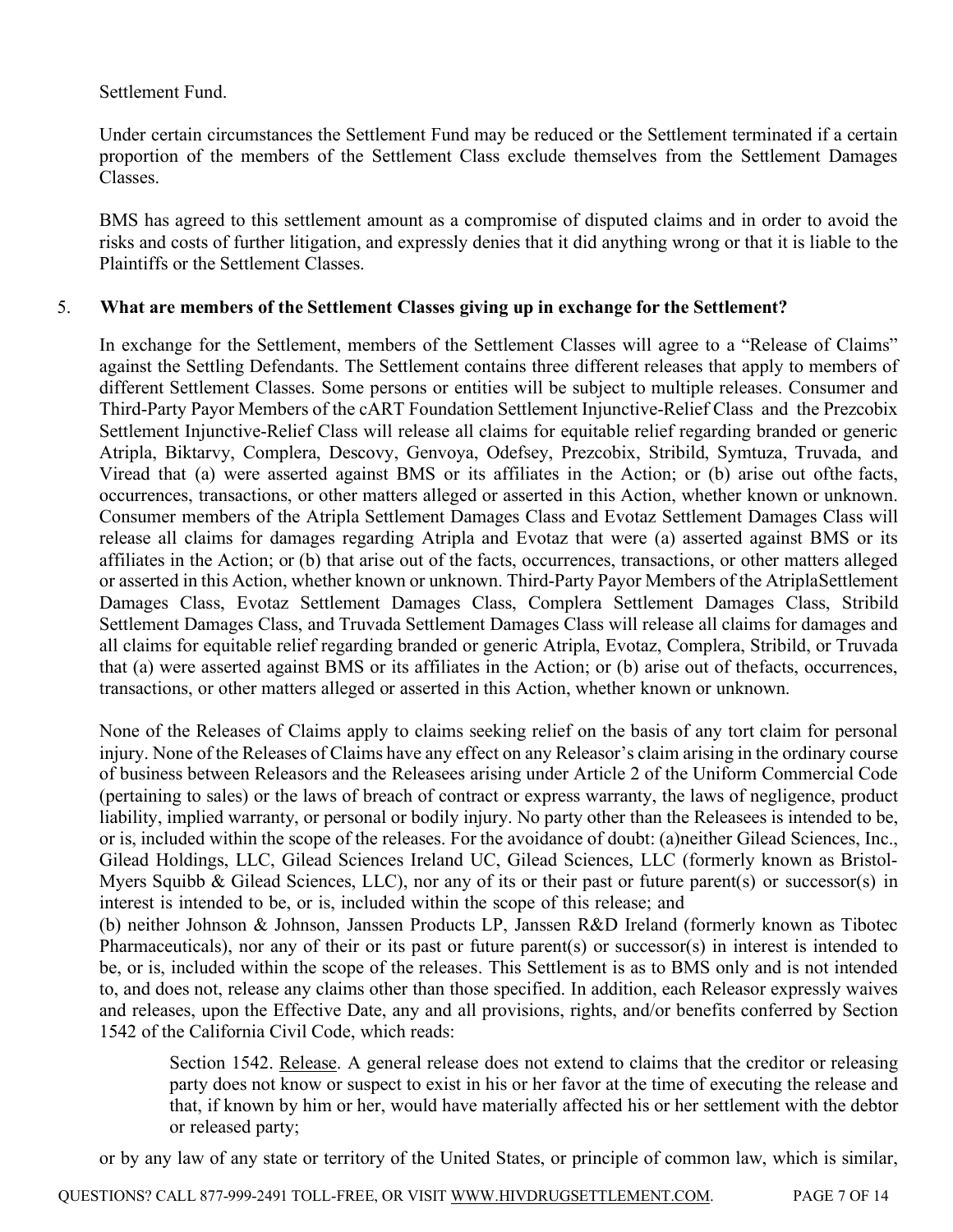Settlement Fund.

Under certain circumstances the Settlement Fund may be reduced or the Settlement terminated if a certain proportion of the members of the Settlement Class exclude themselves from the Settlement Damages Classes.

BMS has agreed to this settlement amount as a compromise of disputed claims and in order to avoid the risks and costs of further litigation, and expressly denies that it did anything wrong or that it is liable to the Plaintiffs or the Settlement Classes.

## 5. What are members of the Settlement Classes giving up in exchange for the Settlement?

In exchange for the Settlement, members of the Settlement Classes will agree to a "Release of Claims" against the Settling Defendants. The Settlement contains three different releases that apply to members of different Settlement Classes. Some persons or entities will be subject to multiple releases. Consumer and Third-Party Payor Members of the cART Foundation Settlement Injunctive-Relief Class and the Prezcobix Settlement Injunctive-Relief Class will release all claims for equitable relief regarding branded or generic Atripla, Biktarvy, Complera, Descovy, Genvoya, Odefsey, Prezcobix, Stribild, Symtuza, Truvada, and Viread that (a) were asserted against BMS or its affiliates in the Action; or (b) arise out ofthe facts, occurrences, transactions, or other matters alleged or asserted in this Action, whether known or unknown. Consumer members of the Atripla Settlement Damages Class and Evotaz Settlement Damages Class will release all claims for damages regarding Atripla and Evotaz that were (a) asserted against BMS or its affiliates in the Action; or (b) that arise out of the facts, occurrences, transactions, or other matters alleged or asserted in this Action, whether known or unknown. Third-Party Payor Members of the AtriplaSettlement Damages Class, Evotaz Settlement Damages Class, Complera Settlement Damages Class, Stribild Settlement Damages Class, and Truvada Settlement Damages Class will release all claims for damages and all claims for equitable relief regarding branded or generic Atripla, Evotaz, Complera, Stribild, or Truvada that (a) were asserted against BMS or its affiliates in the Action; or (b) arise out of thefacts, occurrences, transactions, or other matters alleged or asserted in this Action, whether known or unknown.

None of the Releases of Claims apply to claims seeking relief on the basis of any tort claim for personal injury. None of the Releases of Claims have any effect on any Releasor's claim arising in the ordinary course of business between Releasors and the Releasees arising under Article 2 of the Uniform Commercial Code (pertaining to sales) or the laws of breach of contract or express warranty, the laws of negligence, product liability, implied warranty, or personal or bodily injury. No party other than the Releasees is intended to be, or is, included within the scope of the releases. For the avoidance of doubt: (a)neither Gilead Sciences, Inc., Gilead Holdings, LLC, Gilead Sciences Ireland UC, Gilead Sciences, LLC (formerly known as Bristol-Myers Squibb & Gilead Sciences, LLC), nor any of its or their past or future parent(s) or successor(s) in interest is intended to be, or is, included within the scope of this release; and
(b) neither Johnson & Johnson, Janssen Products LP, Janssen R&D Ireland (formerly known as Tibotec Pharmaceuticals), nor any of their or its past or future parent(s) or successor(s) in interest is intended to be, or is, included within the scope of the releases. This Settlement is as to BMS only and is not intended to, and does not, release any claims other than those specified. In addition, each Releasor expressly waives and releases, upon the Effective Date, any and all provisions, rights, and/or benefits conferred by Section 1542 of the California Civil Code, which reads:

> Section 1542. Release. A general release does not extend to claims that the creditor or releasing party does not know or suspect to exist in his or her favor at the time of executing the release and that, if known by him or her, would have materially affected his or her settlement with the debtor or released party;

or by any law of any state or territory of the United States, or principle of common law, which is similar,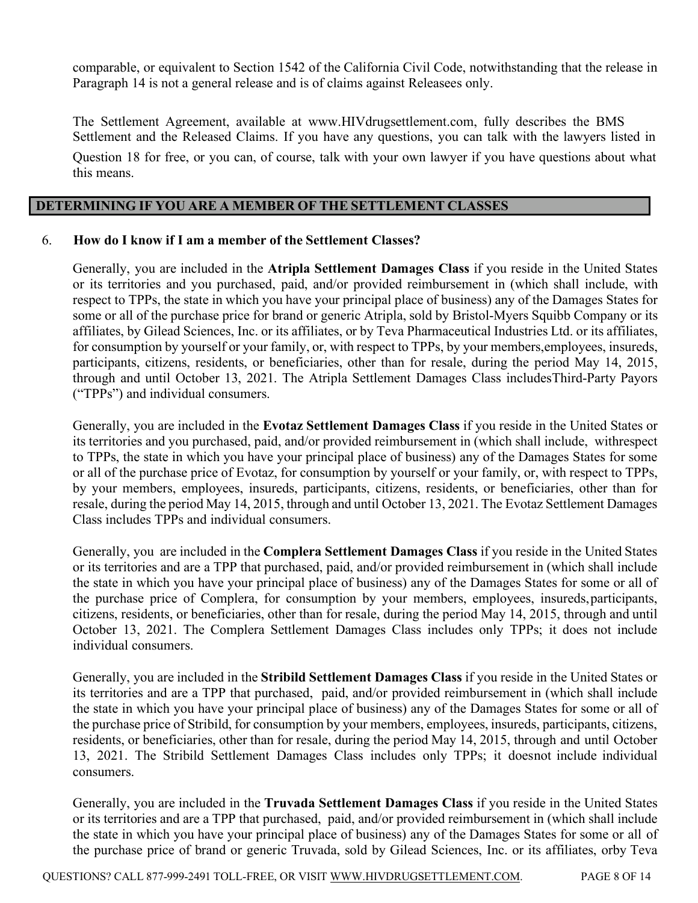comparable, or equivalent to Section 1542 of the California Civil Code, notwithstanding that the release in Paragraph 14 is not a general release and is of claims against Releasees only.

The Settlement Agreement, available at www.HIVdrugsettlement.com, fully describes the BMS Settlement and the Released Claims. If you have any questions, you can talk with the lawyers listed in Question 18 for free, or you can, of course, talk with your own lawyer if you have questions about what this means.

## DETERMINING IF YOU ARE A MEMBER OF THE SETTLEMENT CLASSES

### 6. How do I know if I am a member of the Settlement Classes?

Generally, you are included in the **Atripla Settlement Damages Class** if you reside in the United States or its territories and you purchased, paid, and/or provided reimbursement in (which shall include, with respect to TPPs, the state in which you have your principal place of business) any of the Damages States for some or all of the purchase price for brand or generic Atripla, sold by Bristol-Myers Squibb Company or its affiliates, by Gilead Sciences, Inc. or its affiliates, or by Teva Pharmaceutical Industries Ltd. or its affiliates, for consumption by yourself or your family, or, with respect to TPPs, by your members,employees, insureds, participants, citizens, residents, or beneficiaries, other than for resale, during the period May 14, 2015, through and until October 13, 2021. The Atripla Settlement Damages Class includesThird-Party Payors ("TPPs") and individual consumers.

Generally, you are included in the **Evotaz Settlement Damages Class** if you reside in the United States or its territories and you purchased, paid, and/or provided reimbursement in (which shall include, withrespect to TPPs, the state in which you have your principal place of business) any of the Damages States for some or all of the purchase price of Evotaz, for consumption by yourself or your family, or, with respect to TPPs, by your members, employees, insureds, participants, citizens, residents, or beneficiaries, other than for resale, during the period May 14, 2015, through and until October 13, 2021. The Evotaz Settlement Damages Class includes TPPs and individual consumers.

Generally, you are included in the **Complera Settlement Damages Class** if you reside in the United States or its territories and are a TPP that purchased, paid, and/or provided reimbursement in (which shall include the state in which you have your principal place of business) any of the Damages States for some or all of the purchase price of Complera, for consumption by your members, employees, insureds,participants, citizens, residents, or beneficiaries, other than for resale, during the period May 14, 2015, through and until October 13, 2021. The Complera Settlement Damages Class includes only TPPs; it does not include individual consumers.

Generally, you are included in the **Stribild Settlement Damages Class** if you reside in the United States or its territories and are a TPP that purchased, paid, and/or provided reimbursement in (which shall include the state in which you have your principal place of business) any of the Damages States for some or all of the purchase price of Stribild, for consumption by your members, employees, insureds, participants, citizens, residents, or beneficiaries, other than for resale, during the period May 14, 2015, through and until October 13, 2021. The Stribild Settlement Damages Class includes only TPPs; it doesnot include individual consumers.

Generally, you are included in the **Truvada Settlement Damages Class** if you reside in the United States or its territories and are a TPP that purchased, paid, and/or provided reimbursement in (which shall include the state in which you have your principal place of business) any of the Damages States for some or all of the purchase price of brand or generic Truvada, sold by Gilead Sciences, Inc. or its affiliates, orby Teva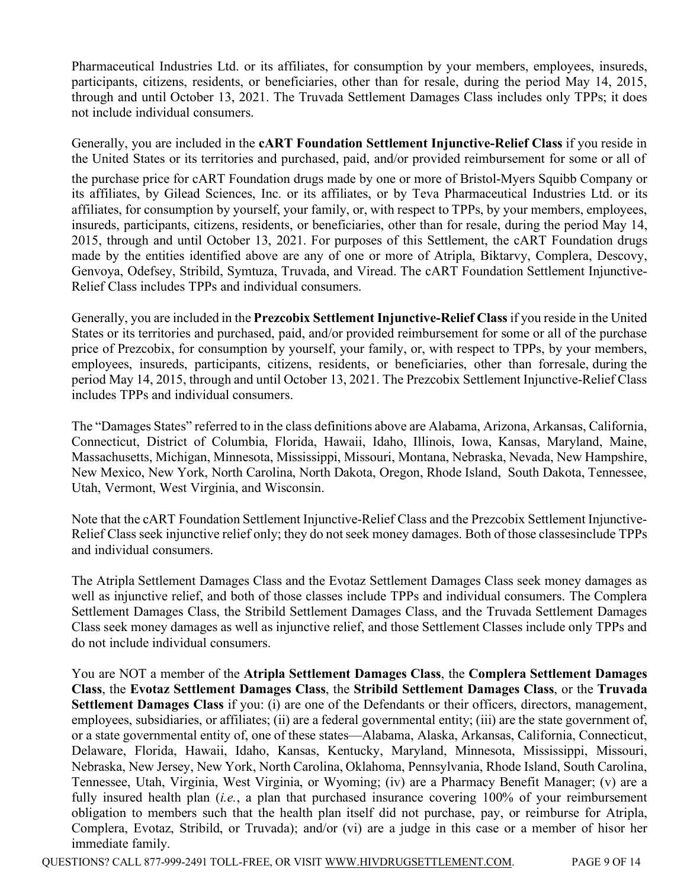Pharmaceutical Industries Ltd. or its affiliates, for consumption by your members, employees, insureds, participants, citizens, residents, or beneficiaries, other than for resale, during the period May 14, 2015, through and until October 13, 2021. The Truvada Settlement Damages Class includes only TPPs; it does not include individual consumers.

Generally, you are included in the **cART Foundation Settlement Injunctive-Relief Class** if you reside in the United States or its territories and purchased, paid, and/or provided reimbursement for some or all of the purchase price for cART Foundation drugs made by one or more of Bristol-Myers Squibb Company or its affiliates, by Gilead Sciences, Inc. or its affiliates, or by Teva Pharmaceutical Industries Ltd. or its affiliates, for consumption by yourself, your family, or, with respect to TPPs, by your members, employees, insureds, participants, citizens, residents, or beneficiaries, other than for resale, during the period May 14, 2015, through and until October 13, 2021. For purposes of this Settlement, the cART Foundation drugs made by the entities identified above are any of one or more of Atripla, Biktarvy, Complera, Descovy, Genvoya, Odefsey, Stribild, Symtuza, Truvada, and Viread. The cART Foundation Settlement Injunctive-Relief Class includes TPPs and individual consumers.

Generally, you are included in the **Prezcobix Settlement Injunctive-Relief Class** if you reside in the United States or its territories and purchased, paid, and/or provided reimbursement for some or all of the purchase price of Prezcobix, for consumption by yourself, your family, or, with respect to TPPs, by your members, employees, insureds, participants, citizens, residents, or beneficiaries, other than forresale, during the period May 14, 2015, through and until October 13, 2021. The Prezcobix Settlement Injunctive-Relief Class includes TPPs and individual consumers.

The "Damages States" referred to in the class definitions above are Alabama, Arizona, Arkansas, California, Connecticut, District of Columbia, Florida, Hawaii, Idaho, Illinois, Iowa, Kansas, Maryland, Maine, Massachusetts, Michigan, Minnesota, Mississippi, Missouri, Montana, Nebraska, Nevada, New Hampshire, New Mexico, New York, North Carolina, North Dakota, Oregon, Rhode Island, South Dakota, Tennessee, Utah, Vermont, West Virginia, and Wisconsin.

Note that the cART Foundation Settlement Injunctive-Relief Class and the Prezcobix Settlement Injunctive-Relief Class seek injunctive relief only; they do not seek money damages. Both of those classesinclude TPPs and individual consumers.

The Atripla Settlement Damages Class and the Evotaz Settlement Damages Class seek money damages as well as injunctive relief, and both of those classes include TPPs and individual consumers. The Complera Settlement Damages Class, the Stribild Settlement Damages Class, and the Truvada Settlement Damages Class seek money damages as well as injunctive relief, and those Settlement Classes include only TPPs and do not include individual consumers.

You are NOT a member of the **Atripla Settlement Damages Class**, the **Complera Settlement Damages Class**, the **Evotaz Settlement Damages Class**, the **Stribild Settlement Damages Class**, or the **Truvada Settlement Damages Class** if you: (i) are one of the Defendants or their officers, directors, management, employees, subsidiaries, or affiliates; (ii) are a federal governmental entity; (iii) are the state government of, or a state governmental entity of, one of these states—Alabama, Alaska, Arkansas, California, Connecticut, Delaware, Florida, Hawaii, Idaho, Kansas, Kentucky, Maryland, Minnesota, Mississippi, Missouri, Nebraska, New Jersey, New York, North Carolina, Oklahoma, Pennsylvania, Rhode Island, South Carolina, Tennessee, Utah, Virginia, West Virginia, or Wyoming; (iv) are a Pharmacy Benefit Manager; (v) are a fully insured health plan (*i.e.*, a plan that purchased insurance covering 100% of your reimbursement obligation to members such that the health plan itself did not purchase, pay, or reimburse for Atripla, Complera, Evotaz, Stribild, or Truvada); and/or (vi) are a judge in this case or a member of hisor her immediate family.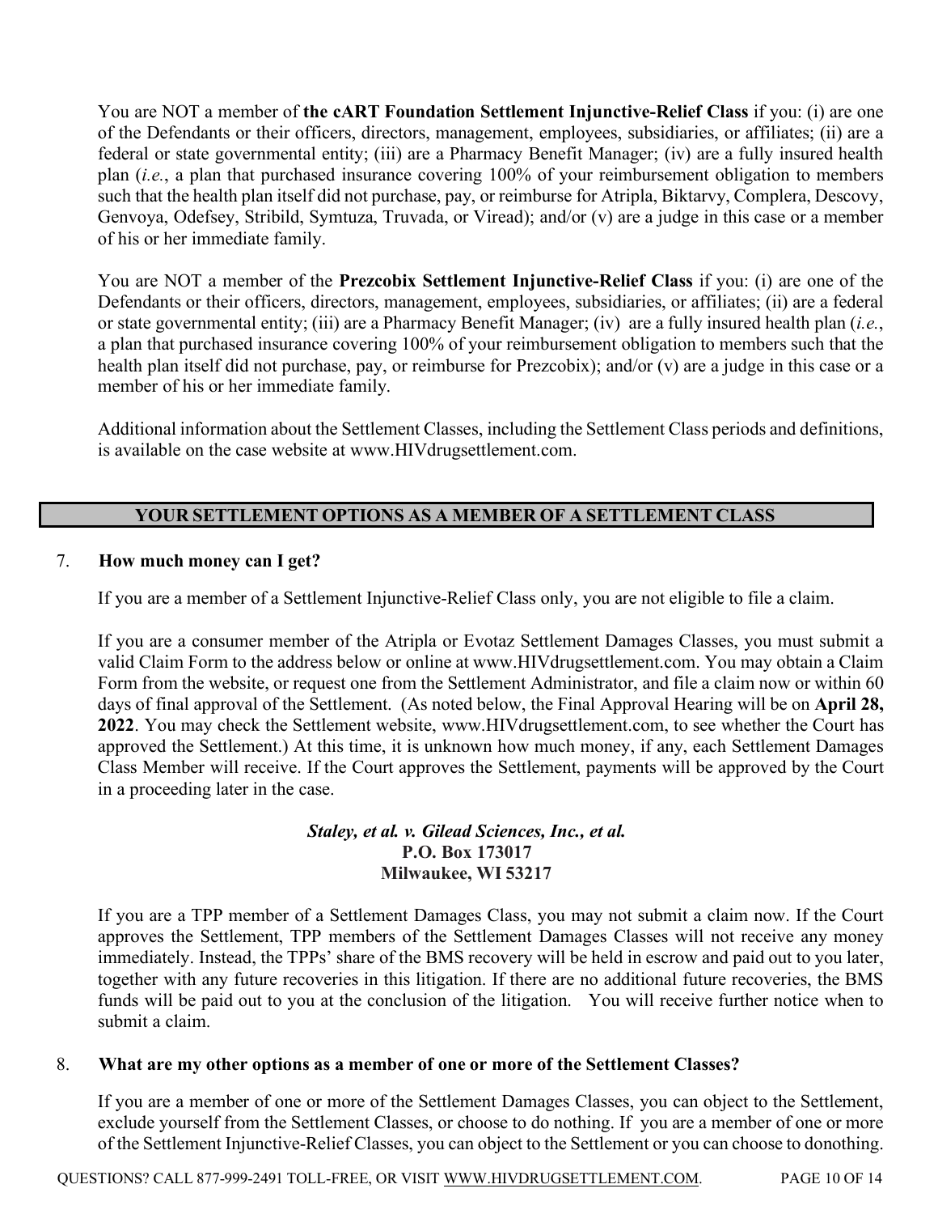You are NOT a member of **the cART Foundation Settlement Injunctive-Relief Class** if you: (i) are one of the Defendants or their officers, directors, management, employees, subsidiaries, or affiliates; (ii) are a federal or state governmental entity; (iii) are a Pharmacy Benefit Manager; (iv) are a fully insured health plan (*i.e.*, a plan that purchased insurance covering 100% of your reimbursement obligation to members such that the health plan itself did not purchase, pay, or reimburse for Atripla, Biktarvy, Complera, Descovy, Genvoya, Odefsey, Stribild, Symtuza, Truvada, or Viread); and/or (v) are a judge in this case or a member of his or her immediate family.

You are NOT a member of the **Prezcobix Settlement Injunctive-Relief Class** if you: (i) are one of the Defendants or their officers, directors, management, employees, subsidiaries, or affiliates; (ii) are a federal or state governmental entity; (iii) are a Pharmacy Benefit Manager; (iv) are a fully insured health plan (*i.e.*, a plan that purchased insurance covering 100% of your reimbursement obligation to members such that the health plan itself did not purchase, pay, or reimburse for Prezcobix); and/or (v) are a judge in this case or a member of his or her immediate family.

Additional information about the Settlement Classes, including the Settlement Class periods and definitions, is available on the case website at www.HIVdrugsettlement.com.

## YOUR SETTLEMENT OPTIONS AS A MEMBER OF A SETTLEMENT CLASS

### 7. How much money can I get?

If you are a member of a Settlement Injunctive-Relief Class only, you are not eligible to file a claim.

If you are a consumer member of the Atripla or Evotaz Settlement Damages Classes, you must submit a valid Claim Form to the address below or online at www.HIVdrugsettlement.com. You may obtain a Claim Form from the website, or request one from the Settlement Administrator, and file a claim now or within 60 days of final approval of the Settlement. (As noted below, the Final Approval Hearing will be on **April 28, 2022**. You may check the Settlement website, www.HIVdrugsettlement.com, to see whether the Court has approved the Settlement.) At this time, it is unknown how much money, if any, each Settlement Damages Class Member will receive. If the Court approves the Settlement, payments will be approved by the Court in a proceeding later in the case.

***Staley, et al. v. Gilead Sciences, Inc., et al.***
**P.O. Box 173017**
**Milwaukee, WI 53217**

If you are a TPP member of a Settlement Damages Class, you may not submit a claim now. If the Court approves the Settlement, TPP members of the Settlement Damages Classes will not receive any money immediately. Instead, the TPPs' share of the BMS recovery will be held in escrow and paid out to you later, together with any future recoveries in this litigation. If there are no additional future recoveries, the BMS funds will be paid out to you at the conclusion of the litigation. You will receive further notice when to submit a claim.

### 8. What are my other options as a member of one or more of the Settlement Classes?

If you are a member of one or more of the Settlement Damages Classes, you can object to the Settlement, exclude yourself from the Settlement Classes, or choose to do nothing. If you are a member of one or more of the Settlement Injunctive-Relief Classes, you can object to the Settlement or you can choose to donothing.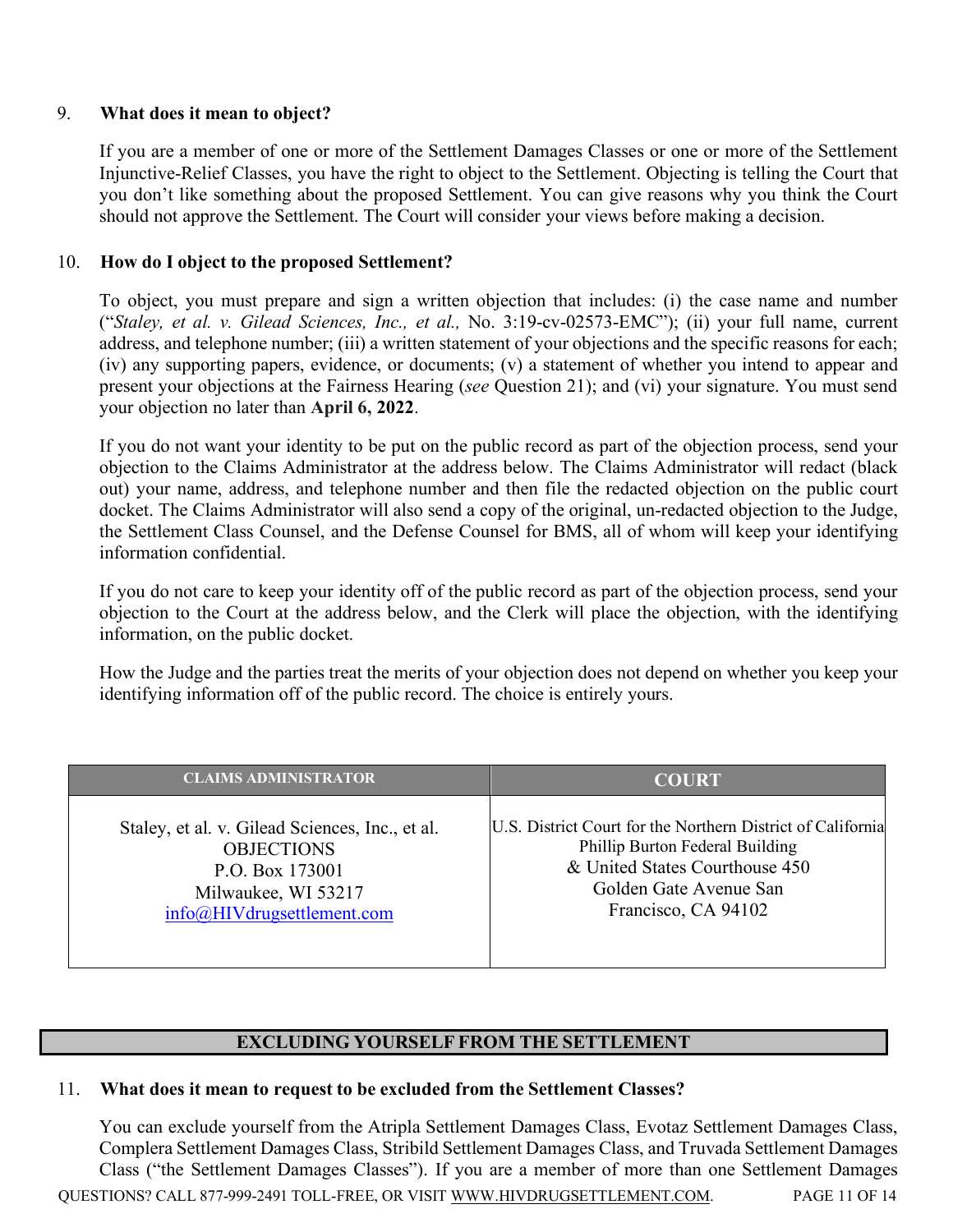### 9. What does it mean to object?

If you are a member of one or more of the Settlement Damages Classes or one or more of the Settlement Injunctive-Relief Classes, you have the right to object to the Settlement. Objecting is telling the Court that you don't like something about the proposed Settlement. You can give reasons why you think the Court should not approve the Settlement. The Court will consider your views before making a decision.

### 10. How do I object to the proposed Settlement?

To object, you must prepare and sign a written objection that includes: (i) the case name and number ("*Staley, et al. v. Gilead Sciences, Inc., et al.,* No. 3:19-cv-02573-EMC"); (ii) your full name, current address, and telephone number; (iii) a written statement of your objections and the specific reasons for each; (iv) any supporting papers, evidence, or documents; (v) a statement of whether you intend to appear and present your objections at the Fairness Hearing (*see* Question 21); and (vi) your signature. You must send your objection no later than **April 6, 2022**.

If you do not want your identity to be put on the public record as part of the objection process, send your objection to the Claims Administrator at the address below. The Claims Administrator will redact (black out) your name, address, and telephone number and then file the redacted objection on the public court docket. The Claims Administrator will also send a copy of the original, un-redacted objection to the Judge, the Settlement Class Counsel, and the Defense Counsel for BMS, all of whom will keep your identifying information confidential.

If you do not care to keep your identity off of the public record as part of the objection process, send your objection to the Court at the address below, and the Clerk will place the objection, with the identifying information, on the public docket.

How the Judge and the parties treat the merits of your objection does not depend on whether you keep your identifying information off of the public record. The choice is entirely yours.

| CLAIMS ADMINISTRATOR | COURT |
|---|---|
| Staley, et al. v. Gilead Sciences, Inc., et al.<br>OBJECTIONS<br>P.O. Box 173001<br>Milwaukee, WI 53217<br>info@HIVdrugsettlement.com | U.S. District Court for the Northern District of California<br>Phillip Burton Federal Building<br>& United States Courthouse 450<br>Golden Gate Avenue San<br>Francisco, CA 94102 |

## EXCLUDING YOURSELF FROM THE SETTLEMENT

### 11. What does it mean to request to be excluded from the Settlement Classes?

You can exclude yourself from the Atripla Settlement Damages Class, Evotaz Settlement Damages Class, Complera Settlement Damages Class, Stribild Settlement Damages Class, and Truvada Settlement Damages Class ("the Settlement Damages Classes"). If you are a member of more than one Settlement Damages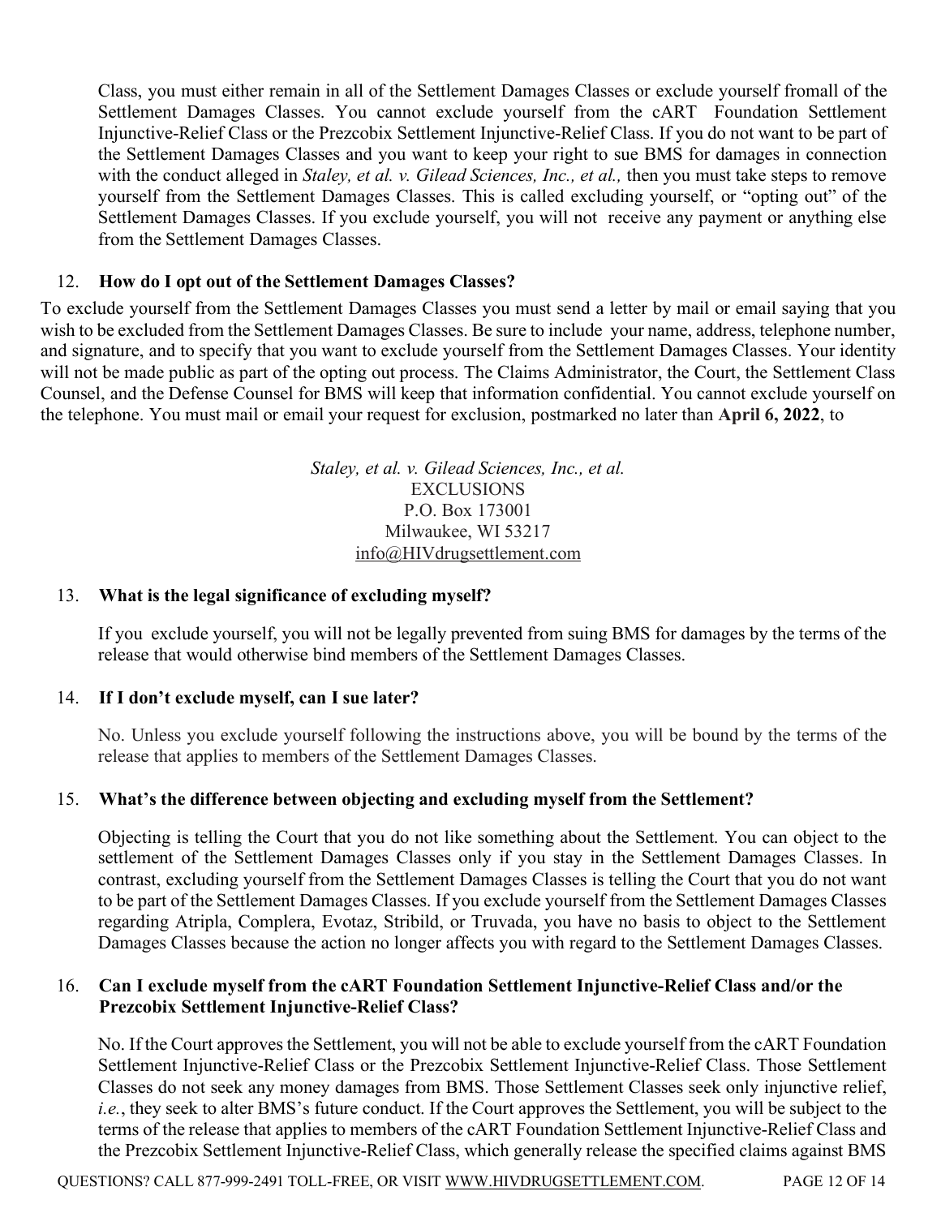Class, you must either remain in all of the Settlement Damages Classes or exclude yourself fromall of the Settlement Damages Classes. You cannot exclude yourself from the cART Foundation Settlement Injunctive-Relief Class or the Prezcobix Settlement Injunctive-Relief Class. If you do not want to be part of the Settlement Damages Classes and you want to keep your right to sue BMS for damages in connection with the conduct alleged in *Staley, et al. v. Gilead Sciences, Inc., et al.,* then you must take steps to remove yourself from the Settlement Damages Classes. This is called excluding yourself, or "opting out" of the Settlement Damages Classes. If you exclude yourself, you will not receive any payment or anything else from the Settlement Damages Classes.

### 12. How do I opt out of the Settlement Damages Classes?

To exclude yourself from the Settlement Damages Classes you must send a letter by mail or email saying that you wish to be excluded from the Settlement Damages Classes. Be sure to include your name, address, telephone number, and signature, and to specify that you want to exclude yourself from the Settlement Damages Classes. Your identity will not be made public as part of the opting out process. The Claims Administrator, the Court, the Settlement Class Counsel, and the Defense Counsel for BMS will keep that information confidential. You cannot exclude yourself on the telephone. You must mail or email your request for exclusion, postmarked no later than **April 6, 2022**, to

*Staley, et al. v. Gilead Sciences, Inc., et al.*
EXCLUSIONS
P.O. Box 173001
Milwaukee, WI 53217
info@HIVdrugsettlement.com

### 13. What is the legal significance of excluding myself?

If you exclude yourself, you will not be legally prevented from suing BMS for damages by the terms of the release that would otherwise bind members of the Settlement Damages Classes.

### 14. If I don't exclude myself, can I sue later?

No. Unless you exclude yourself following the instructions above, you will be bound by the terms of the release that applies to members of the Settlement Damages Classes.

### 15. What's the difference between objecting and excluding myself from the Settlement?

Objecting is telling the Court that you do not like something about the Settlement. You can object to the settlement of the Settlement Damages Classes only if you stay in the Settlement Damages Classes. In contrast, excluding yourself from the Settlement Damages Classes is telling the Court that you do not want to be part of the Settlement Damages Classes. If you exclude yourself from the Settlement Damages Classes regarding Atripla, Complera, Evotaz, Stribild, or Truvada, you have no basis to object to the Settlement Damages Classes because the action no longer affects you with regard to the Settlement Damages Classes.

### 16. Can I exclude myself from the cART Foundation Settlement Injunctive-Relief Class and/or the Prezcobix Settlement Injunctive-Relief Class?

No. If the Court approves the Settlement, you will not be able to exclude yourself from the cART Foundation Settlement Injunctive-Relief Class or the Prezcobix Settlement Injunctive-Relief Class. Those Settlement Classes do not seek any money damages from BMS. Those Settlement Classes seek only injunctive relief, *i.e.*, they seek to alter BMS's future conduct. If the Court approves the Settlement, you will be subject to the terms of the release that applies to members of the cART Foundation Settlement Injunctive-Relief Class and the Prezcobix Settlement Injunctive-Relief Class, which generally release the specified claims against BMS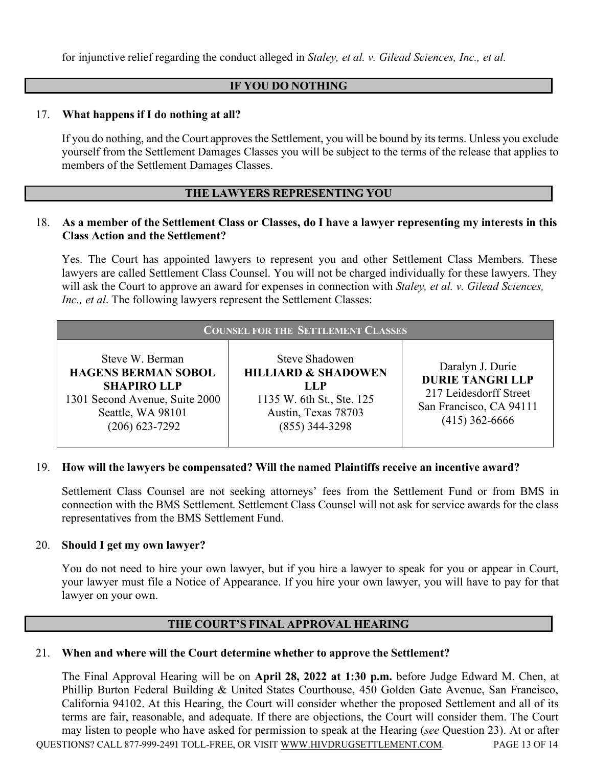for injunctive relief regarding the conduct alleged in *Staley, et al. v. Gilead Sciences, Inc., et al.*

## IF YOU DO NOTHING

**17. What happens if I do nothing at all?**

If you do nothing, and the Court approves the Settlement, you will be bound by its terms. Unless you exclude yourself from the Settlement Damages Classes you will be subject to the terms of the release that applies to members of the Settlement Damages Classes.

## THE LAWYERS REPRESENTING YOU

**18. As a member of the Settlement Class or Classes, do I have a lawyer representing my interests in this Class Action and the Settlement?**

Yes. The Court has appointed lawyers to represent you and other Settlement Class Members. These lawyers are called Settlement Class Counsel. You will not be charged individually for these lawyers. They will ask the Court to approve an award for expenses in connection with *Staley, et al. v. Gilead Sciences, Inc., et al*. The following lawyers represent the Settlement Classes:

| COUNSEL FOR THE SETTLEMENT CLASSES | | |
|---|---|---|
| Steve W. Berman<br>**HAGENS BERMAN SOBOL SHAPIRO LLP**<br>1301 Second Avenue, Suite 2000<br>Seattle, WA 98101<br>(206) 623-7292 | Steve Shadowen<br>**HILLIARD & SHADOWEN LLP**<br>1135 W. 6th St., Ste. 125<br>Austin, Texas 78703<br>(855) 344-3298 | Daralyn J. Durie<br>**DURIE TANGRI LLP**<br>217 Leidesdorff Street<br>San Francisco, CA 94111<br>(415) 362-6666 |

**19. How will the lawyers be compensated? Will the named Plaintiffs receive an incentive award?**

Settlement Class Counsel are not seeking attorneys' fees from the Settlement Fund or from BMS in connection with the BMS Settlement. Settlement Class Counsel will not ask for service awards for the class representatives from the BMS Settlement Fund.

**20. Should I get my own lawyer?**

You do not need to hire your own lawyer, but if you hire a lawyer to speak for you or appear in Court, your lawyer must file a Notice of Appearance. If you hire your own lawyer, you will have to pay for that lawyer on your own.

## THE COURT'S FINAL APPROVAL HEARING

**21. When and where will the Court determine whether to approve the Settlement?**

The Final Approval Hearing will be on **April 28, 2022 at 1:30 p.m.** before Judge Edward M. Chen, at Phillip Burton Federal Building & United States Courthouse, 450 Golden Gate Avenue, San Francisco, California 94102. At this Hearing, the Court will consider whether the proposed Settlement and all of its terms are fair, reasonable, and adequate. If there are objections, the Court will consider them. The Court may listen to people who have asked for permission to speak at the Hearing (*see* Question 23). At or after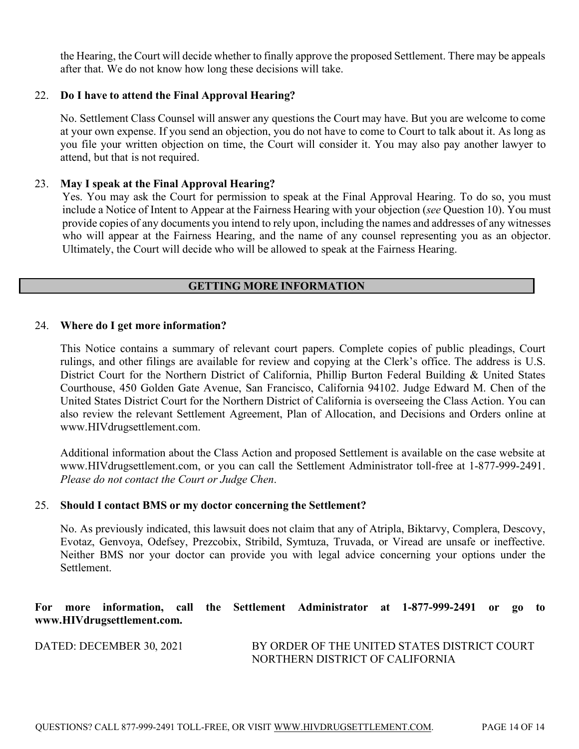the Hearing, the Court will decide whether to finally approve the proposed Settlement. There may be appeals after that. We do not know how long these decisions will take.

22. **Do I have to attend the Final Approval Hearing?**

No. Settlement Class Counsel will answer any questions the Court may have. But you are welcome to come at your own expense. If you send an objection, you do not have to come to Court to talk about it. As long as you file your written objection on time, the Court will consider it. You may also pay another lawyer to attend, but that is not required.

23. **May I speak at the Final Approval Hearing?**

Yes. You may ask the Court for permission to speak at the Final Approval Hearing. To do so, you must include a Notice of Intent to Appear at the Fairness Hearing with your objection (*see* Question 10). You must provide copies of any documents you intend to rely upon, including the names and addresses of any witnesses who will appear at the Fairness Hearing, and the name of any counsel representing you as an objector. Ultimately, the Court will decide who will be allowed to speak at the Fairness Hearing.

## GETTING MORE INFORMATION

24. **Where do I get more information?**

This Notice contains a summary of relevant court papers. Complete copies of public pleadings, Court rulings, and other filings are available for review and copying at the Clerk's office. The address is U.S. District Court for the Northern District of California, Phillip Burton Federal Building & United States Courthouse, 450 Golden Gate Avenue, San Francisco, California 94102. Judge Edward M. Chen of the United States District Court for the Northern District of California is overseeing the Class Action. You can also review the relevant Settlement Agreement, Plan of Allocation, and Decisions and Orders online at www.HIVdrugsettlement.com.

Additional information about the Class Action and proposed Settlement is available on the case website at www.HIVdrugsettlement.com, or you can call the Settlement Administrator toll-free at 1-877-999-2491. *Please do not contact the Court or Judge Chen*.

25. **Should I contact BMS or my doctor concerning the Settlement?**

No. As previously indicated, this lawsuit does not claim that any of Atripla, Biktarvy, Complera, Descovy, Evotaz, Genvoya, Odefsey, Prezcobix, Stribild, Symtuza, Truvada, or Viread are unsafe or ineffective. Neither BMS nor your doctor can provide you with legal advice concerning your options under the Settlement.

**For more information, call the Settlement Administrator at 1-877-999-2491 or go to www.HIVdrugsettlement.com.**

DATED: DECEMBER 30, 2021

BY ORDER OF THE UNITED STATES DISTRICT COURT
NORTHERN DISTRICT OF CALIFORNIA